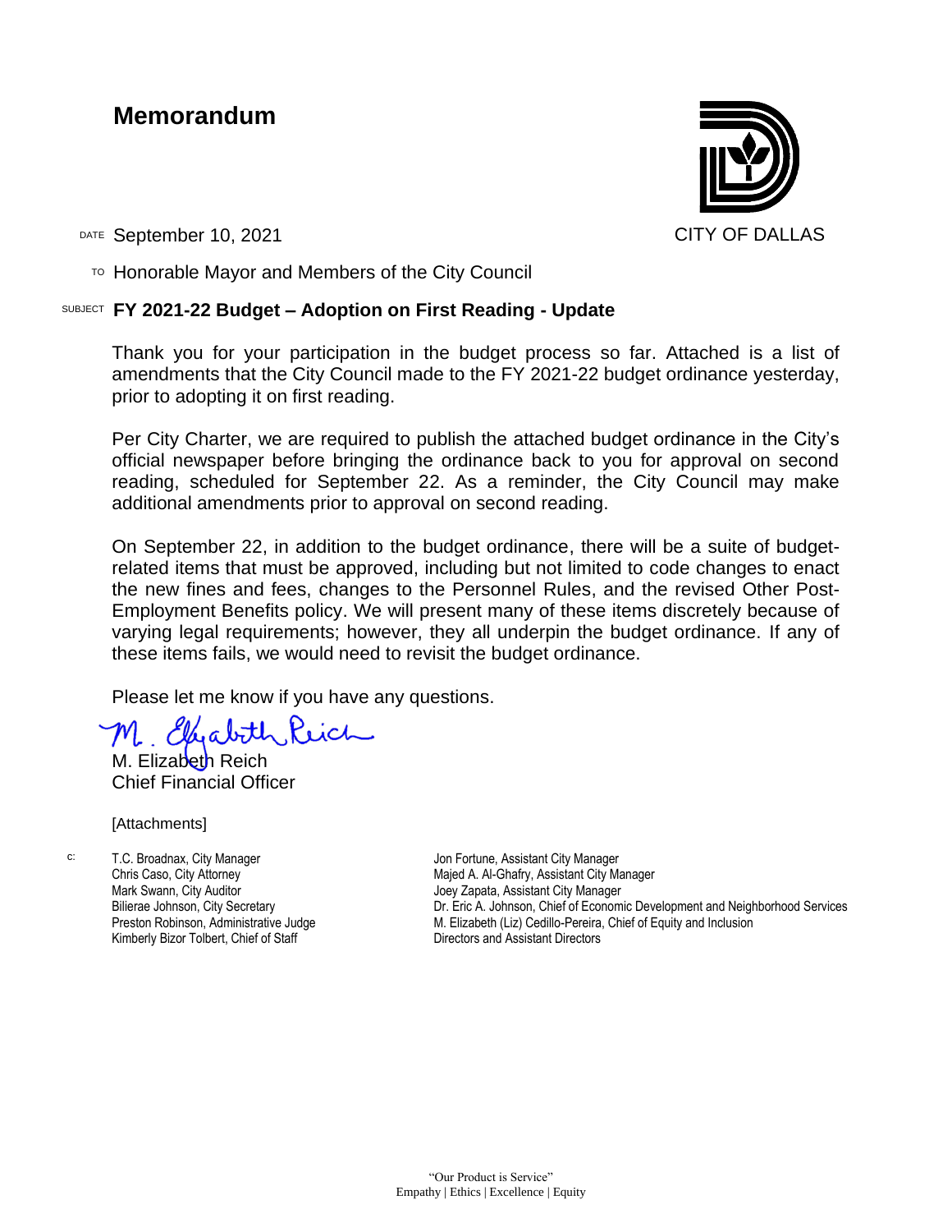# Memorandum

CITY OF DALLAS

DATE September 10, 2021

TO Honorable Mayor and Members of the City Council

SUBJECT **FY 2021-22 Budget – Adoption on First Reading - Update**

Thank you for your participation in the budget process so far. Attached is a list of amendments that the City Council made to the FY 2021-22 budget ordinance yesterday, prior to adopting it on first reading.

Per City Charter, we are required to publish the attached budget ordinance in the City's official newspaper before bringing the ordinance back to you for approval on second reading, scheduled for September 22. As a reminder, the City Council may make additional amendments prior to approval on second reading.

On September 22, in addition to the budget ordinance, there will be a suite of budget-related items that must be approved, including but not limited to code changes to enact the new fines and fees, changes to the Personnel Rules, and the revised Other Post-Employment Benefits policy. We will present many of these items discretely because of varying legal requirements; however, they all underpin the budget ordinance. If any of these items fails, we would need to revisit the budget ordinance.

Please let me know if you have any questions.

M. Elizabeth Reich
Chief Financial Officer

[Attachments]

c:
T.C. Broadnax, City Manager
Chris Caso, City Attorney
Mark Swann, City Auditor
Bilierae Johnson, City Secretary
Preston Robinson, Administrative Judge
Kimberly Bizor Tolbert, Chief of Staff
Jon Fortune, Assistant City Manager
Majed A. Al-Ghafry, Assistant City Manager
Joey Zapata, Assistant City Manager
Dr. Eric A. Johnson, Chief of Economic Development and Neighborhood Services
M. Elizabeth (Liz) Cedillo-Pereira, Chief of Equity and Inclusion
Directors and Assistant Directors

"Our Product is Service"
Empathy | Ethics | Excellence | Equity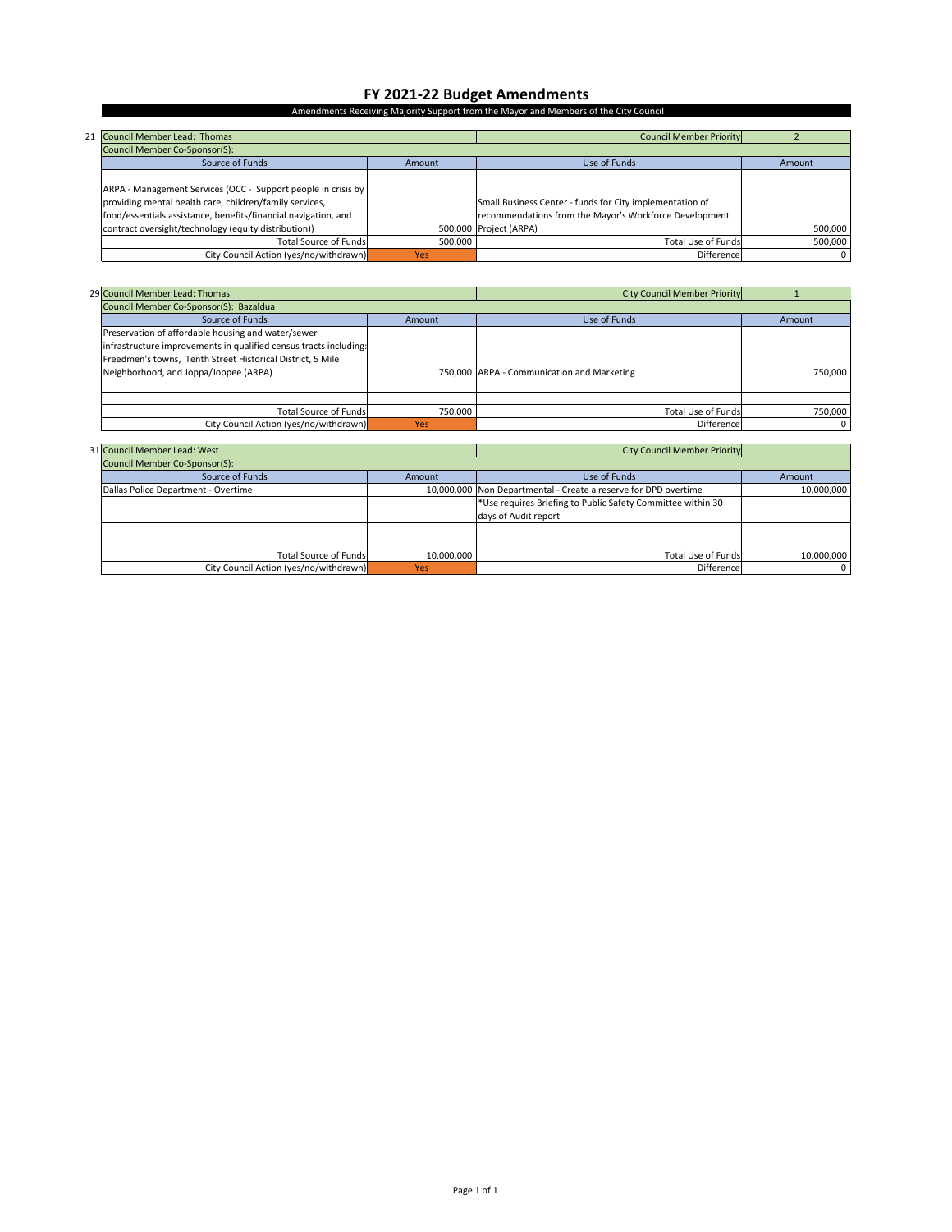# FY 2021-22 Budget Amendments

Amendments Receiving Majority Support from the Mayor and Members of the City Council

| 21 | Council Member Lead: Thomas | | Council Member Priority | 2 |
|---|---|---|---|---|
| | Council Member Co-Sponsor(S): | | | |
| | Source of Funds | Amount | Use of Funds | Amount |
| | ARPA - Management Services (OCC - Support people in crisis by providing mental health care, children/family services, food/essentials assistance, benefits/financial navigation, and contract oversight/technology (equity distribution)) | 500,000 | Small Business Center - funds for City implementation of recommendations from the Mayor's Workforce Development Project (ARPA) | 500,000 |
| | Total Source of Funds | 500,000 | Total Use of Funds | 500,000 |
| | City Council Action (yes/no/withdrawn) | Yes | Difference | 0 |

| 29 | Council Member Lead: Thomas | | City Council Member Priority | 1 |
|---|---|---|---|---|
| | Council Member Co-Sponsor(S): Bazaldua | | | |
| | Source of Funds | Amount | Use of Funds | Amount |
| | Preservation of affordable housing and water/sewer infrastructure improvements in qualified census tracts including: Freedmen's towns, Tenth Street Historical District, 5 Mile Neighborhood, and Joppa/Joppee (ARPA) | 750,000 | ARPA - Communication and Marketing | 750,000 |
| | | | | |
| | | | | |
| | Total Source of Funds | 750,000 | Total Use of Funds | 750,000 |
| | City Council Action (yes/no/withdrawn) | Yes | Difference | 0 |

| 31 | Council Member Lead: West | | City Council Member Priority | |
|---|---|---|---|---|
| | Council Member Co-Sponsor(S): | | | |
| | Source of Funds | Amount | Use of Funds | Amount |
| | Dallas Police Department - Overtime | 10,000,000 | Non Departmental - Create a reserve for DPD overtime | 10,000,000 |
| | | | *Use requires Briefing to Public Safety Committee within 30 days of Audit report | |
| | | | | |
| | | | | |
| | Total Source of Funds | 10,000,000 | Total Use of Funds | 10,000,000 |
| | City Council Action (yes/no/withdrawn) | Yes | Difference | 0 |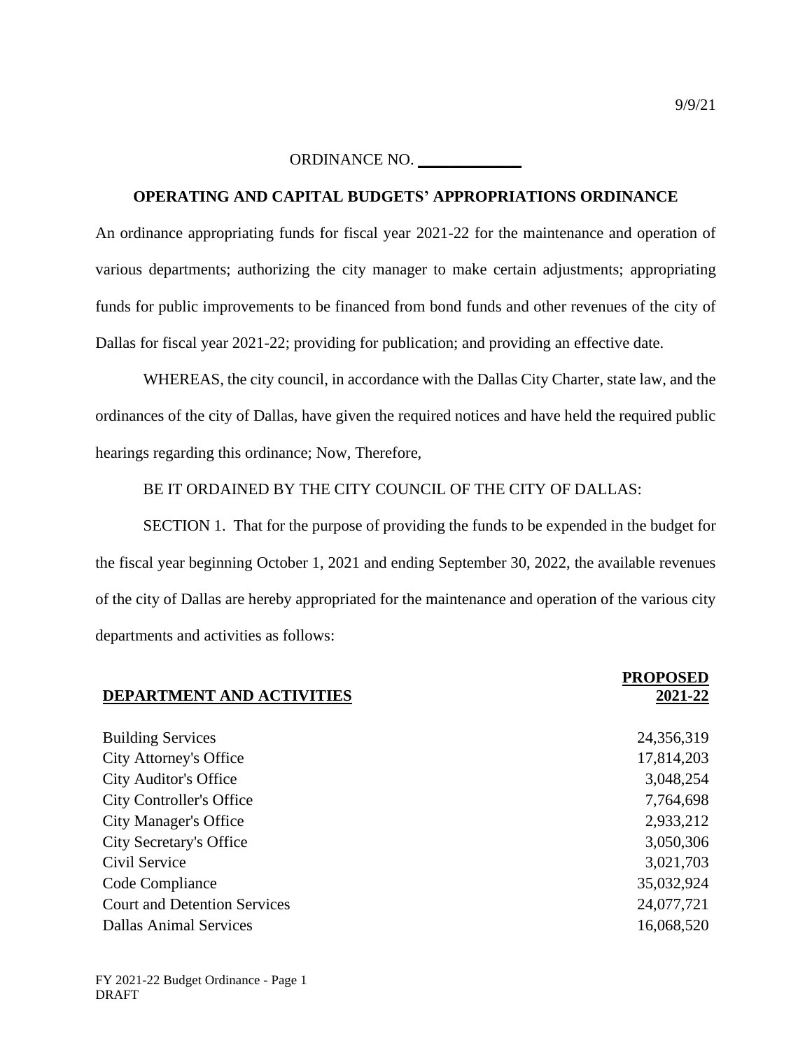9/9/21

ORDINANCE NO. ____________

**OPERATING AND CAPITAL BUDGETS' APPROPRIATIONS ORDINANCE**

An ordinance appropriating funds for fiscal year 2021-22 for the maintenance and operation of various departments; authorizing the city manager to make certain adjustments; appropriating funds for public improvements to be financed from bond funds and other revenues of the city of Dallas for fiscal year 2021-22; providing for publication; and providing an effective date.

WHEREAS, the city council, in accordance with the Dallas City Charter, state law, and the ordinances of the city of Dallas, have given the required notices and have held the required public hearings regarding this ordinance; Now, Therefore,

BE IT ORDAINED BY THE CITY COUNCIL OF THE CITY OF DALLAS:

SECTION 1. That for the purpose of providing the funds to be expended in the budget for the fiscal year beginning October 1, 2021 and ending September 30, 2022, the available revenues of the city of Dallas are hereby appropriated for the maintenance and operation of the various city departments and activities as follows:

| **DEPARTMENT AND ACTIVITIES** | **PROPOSED 2021-22** |
|---|---:|
| Building Services | 24,356,319 |
| City Attorney's Office | 17,814,203 |
| City Auditor's Office | 3,048,254 |
| City Controller's Office | 7,764,698 |
| City Manager's Office | 2,933,212 |
| City Secretary's Office | 3,050,306 |
| Civil Service | 3,021,703 |
| Code Compliance | 35,032,924 |
| Court and Detention Services | 24,077,721 |
| Dallas Animal Services | 16,068,520 |

FY 2021-22 Budget Ordinance - Page 1
DRAFT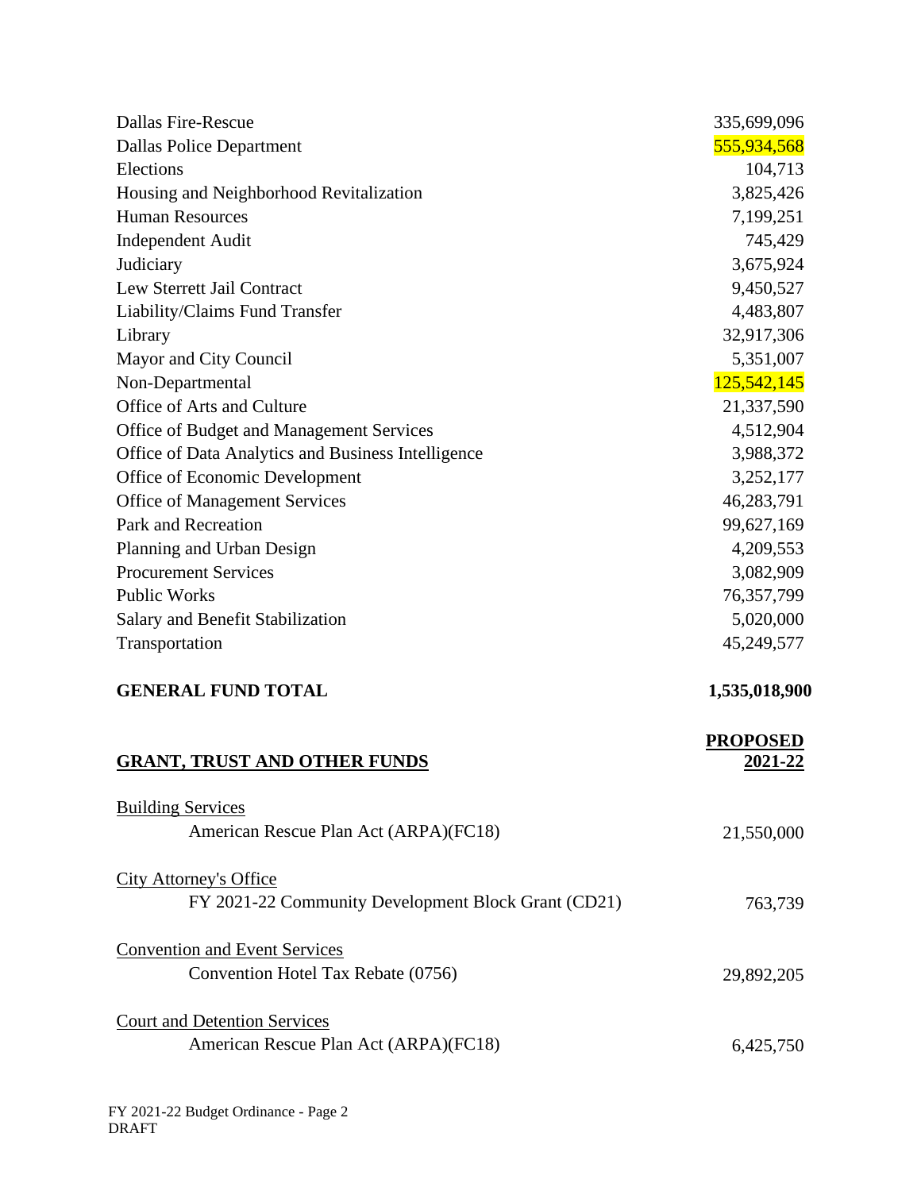| | |
|---|---|
| Dallas Fire-Rescue | 335,699,096 |
| Dallas Police Department | 555,934,568 |
| Elections | 104,713 |
| Housing and Neighborhood Revitalization | 3,825,426 |
| Human Resources | 7,199,251 |
| Independent Audit | 745,429 |
| Judiciary | 3,675,924 |
| Lew Sterrett Jail Contract | 9,450,527 |
| Liability/Claims Fund Transfer | 4,483,807 |
| Library | 32,917,306 |
| Mayor and City Council | 5,351,007 |
| Non-Departmental | 125,542,145 |
| Office of Arts and Culture | 21,337,590 |
| Office of Budget and Management Services | 4,512,904 |
| Office of Data Analytics and Business Intelligence | 3,988,372 |
| Office of Economic Development | 3,252,177 |
| Office of Management Services | 46,283,791 |
| Park and Recreation | 99,627,169 |
| Planning and Urban Design | 4,209,553 |
| Procurement Services | 3,082,909 |
| Public Works | 76,357,799 |
| Salary and Benefit Stabilization | 5,020,000 |
| Transportation | 45,249,577 |
| **GENERAL FUND TOTAL** | **1,535,018,900** |

| **GRANT, TRUST AND OTHER FUNDS** | **PROPOSED 2021-22** |
|---|---|
| Building Services | |
| American Rescue Plan Act (ARPA)(FC18) | 21,550,000 |
| City Attorney's Office | |
| FY 2021-22 Community Development Block Grant (CD21) | 763,739 |
| Convention and Event Services | |
| Convention Hotel Tax Rebate (0756) | 29,892,205 |
| Court and Detention Services | |
| American Rescue Plan Act (ARPA)(FC18) | 6,425,750 |

FY 2021-22 Budget Ordinance - Page 2
DRAFT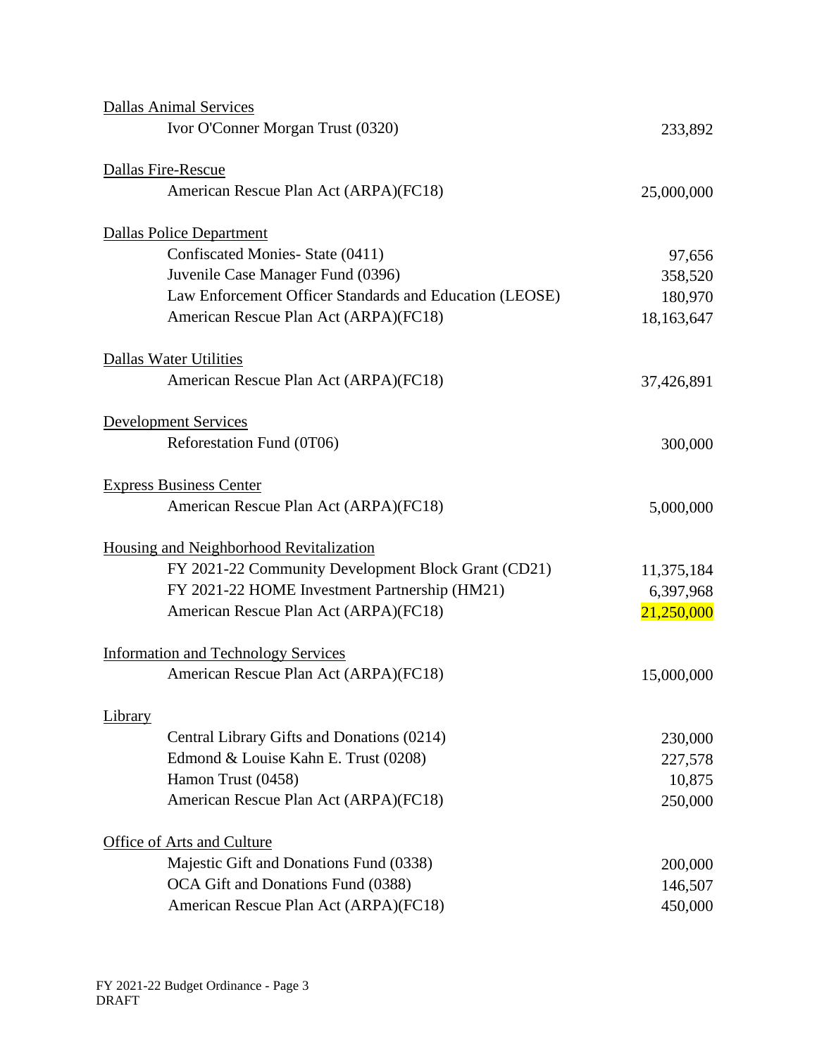<u>Dallas Animal Services</u>

| | |
|---|---:|
| Ivor O'Conner Morgan Trust (0320) | 233,892 |

<u>Dallas Fire-Rescue</u>

| | |
|---|---:|
| American Rescue Plan Act (ARPA)(FC18) | 25,000,000 |

<u>Dallas Police Department</u>

| | |
|---|---:|
| Confiscated Monies- State (0411) | 97,656 |
| Juvenile Case Manager Fund (0396) | 358,520 |
| Law Enforcement Officer Standards and Education (LEOSE) | 180,970 |
| American Rescue Plan Act (ARPA)(FC18) | 18,163,647 |

<u>Dallas Water Utilities</u>

| | |
|---|---:|
| American Rescue Plan Act (ARPA)(FC18) | 37,426,891 |

<u>Development Services</u>

| | |
|---|---:|
| Reforestation Fund (0T06) | 300,000 |

<u>Express Business Center</u>

| | |
|---|---:|
| American Rescue Plan Act (ARPA)(FC18) | 5,000,000 |

<u>Housing and Neighborhood Revitalization</u>

| | |
|---|---:|
| FY 2021-22 Community Development Block Grant (CD21) | 11,375,184 |
| FY 2021-22 HOME Investment Partnership (HM21) | 6,397,968 |
| American Rescue Plan Act (ARPA)(FC18) | 21,250,000 |

<u>Information and Technology Services</u>

| | |
|---|---:|
| American Rescue Plan Act (ARPA)(FC18) | 15,000,000 |

<u>Library</u>

| | |
|---|---:|
| Central Library Gifts and Donations (0214) | 230,000 |
| Edmond & Louise Kahn E. Trust (0208) | 227,578 |
| Hamon Trust (0458) | 10,875 |
| American Rescue Plan Act (ARPA)(FC18) | 250,000 |

<u>Office of Arts and Culture</u>

| | |
|---|---:|
| Majestic Gift and Donations Fund (0338) | 200,000 |
| OCA Gift and Donations Fund (0388) | 146,507 |
| American Rescue Plan Act (ARPA)(FC18) | 450,000 |

FY 2021-22 Budget Ordinance - Page 3
DRAFT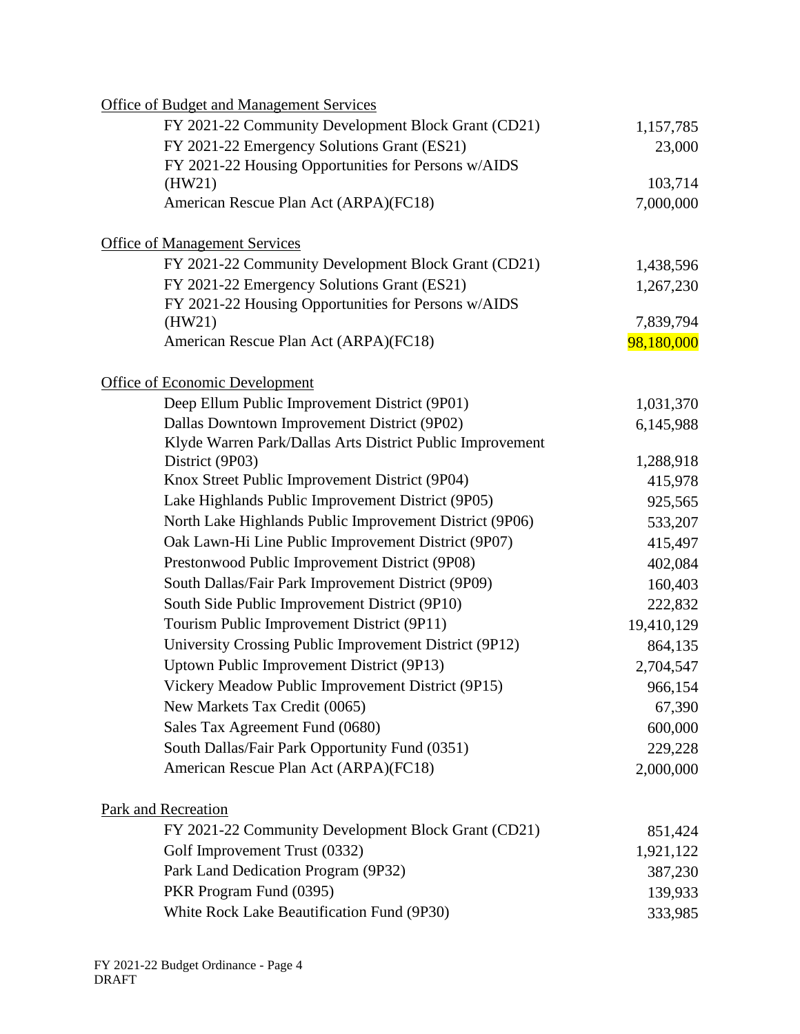Office of Budget and Management Services

| | |
|---|---|
| FY 2021-22 Community Development Block Grant (CD21) | 1,157,785 |
| FY 2021-22 Emergency Solutions Grant (ES21) | 23,000 |
| FY 2021-22 Housing Opportunities for Persons w/AIDS (HW21) | 103,714 |
| American Rescue Plan Act (ARPA)(FC18) | 7,000,000 |

Office of Management Services

| | |
|---|---|
| FY 2021-22 Community Development Block Grant (CD21) | 1,438,596 |
| FY 2021-22 Emergency Solutions Grant (ES21) | 1,267,230 |
| FY 2021-22 Housing Opportunities for Persons w/AIDS (HW21) | 7,839,794 |
| American Rescue Plan Act (ARPA)(FC18) | 98,180,000 |

Office of Economic Development

| | |
|---|---|
| Deep Ellum Public Improvement District (9P01) | 1,031,370 |
| Dallas Downtown Improvement District (9P02) | 6,145,988 |
| Klyde Warren Park/Dallas Arts District Public Improvement District (9P03) | 1,288,918 |
| Knox Street Public Improvement District (9P04) | 415,978 |
| Lake Highlands Public Improvement District (9P05) | 925,565 |
| North Lake Highlands Public Improvement District (9P06) | 533,207 |
| Oak Lawn-Hi Line Public Improvement District (9P07) | 415,497 |
| Prestonwood Public Improvement District (9P08) | 402,084 |
| South Dallas/Fair Park Improvement District (9P09) | 160,403 |
| South Side Public Improvement District (9P10) | 222,832 |
| Tourism Public Improvement District (9P11) | 19,410,129 |
| University Crossing Public Improvement District (9P12) | 864,135 |
| Uptown Public Improvement District (9P13) | 2,704,547 |
| Vickery Meadow Public Improvement District (9P15) | 966,154 |
| New Markets Tax Credit (0065) | 67,390 |
| Sales Tax Agreement Fund (0680) | 600,000 |
| South Dallas/Fair Park Opportunity Fund (0351) | 229,228 |
| American Rescue Plan Act (ARPA)(FC18) | 2,000,000 |

Park and Recreation

| | |
|---|---|
| FY 2021-22 Community Development Block Grant (CD21) | 851,424 |
| Golf Improvement Trust (0332) | 1,921,122 |
| Park Land Dedication Program (9P32) | 387,230 |
| PKR Program Fund (0395) | 139,933 |
| White Rock Lake Beautification Fund (9P30) | 333,985 |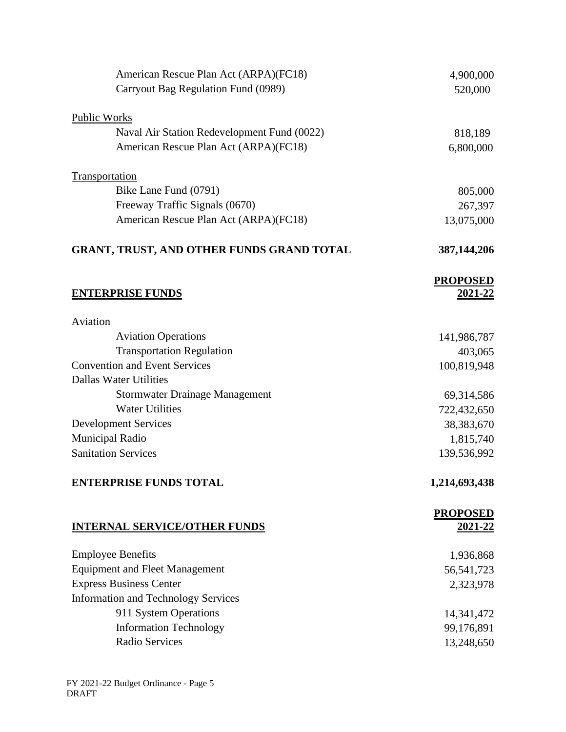| | |
|---|---|
| American Rescue Plan Act (ARPA)(FC18) | 4,900,000 |
| Carryout Bag Regulation Fund (0989) | 520,000 |
| Public Works | |
| Naval Air Station Redevelopment Fund (0022) | 818,189 |
| American Rescue Plan Act (ARPA)(FC18) | 6,800,000 |
| Transportation | |
| Bike Lane Fund (0791) | 805,000 |
| Freeway Traffic Signals (0670) | 267,397 |
| American Rescue Plan Act (ARPA)(FC18) | 13,075,000 |
| **GRANT, TRUST, AND OTHER FUNDS GRAND TOTAL** | **387,144,206** |

| **ENTERPRISE FUNDS** | **PROPOSED 2021-22** |
|---|---|
| Aviation | |
| Aviation Operations | 141,986,787 |
| Transportation Regulation | 403,065 |
| Convention and Event Services | 100,819,948 |
| Dallas Water Utilities | |
| Stormwater Drainage Management | 69,314,586 |
| Water Utilities | 722,432,650 |
| Development Services | 38,383,670 |
| Municipal Radio | 1,815,740 |
| Sanitation Services | 139,536,992 |
| **ENTERPRISE FUNDS TOTAL** | **1,214,693,438** |

| **INTERNAL SERVICE/OTHER FUNDS** | **PROPOSED 2021-22** |
|---|---|
| Employee Benefits | 1,936,868 |
| Equipment and Fleet Management | 56,541,723 |
| Express Business Center | 2,323,978 |
| Information and Technology Services | |
| 911 System Operations | 14,341,472 |
| Information Technology | 99,176,891 |
| Radio Services | 13,248,650 |

FY 2021-22 Budget Ordinance - Page 5
DRAFT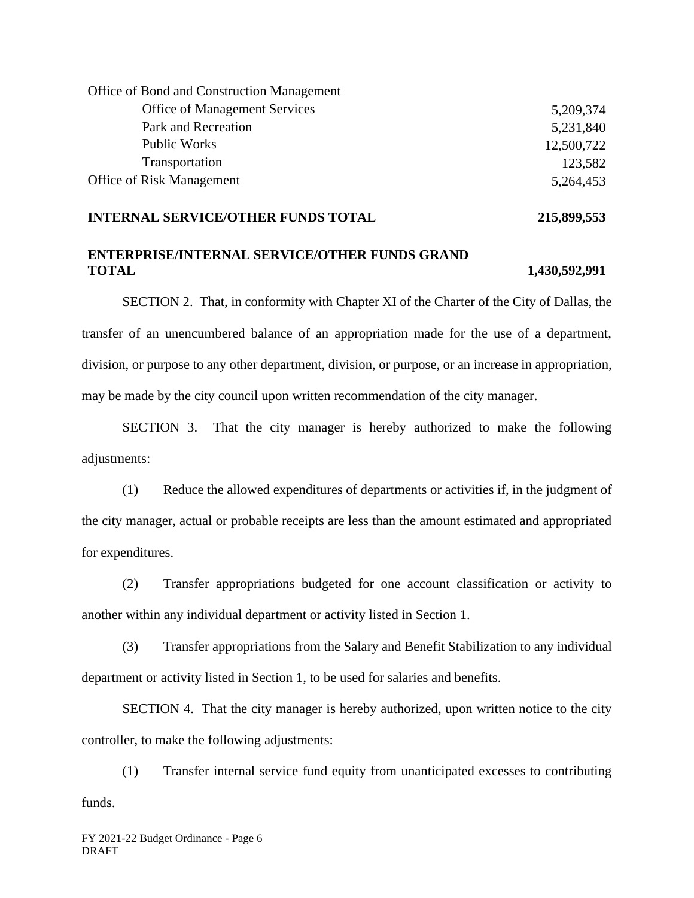| | |
|---|---|
| Office of Bond and Construction Management | |
| Office of Management Services | 5,209,374 |
| Park and Recreation | 5,231,840 |
| Public Works | 12,500,722 |
| Transportation | 123,582 |
| Office of Risk Management | 5,264,453 |
| **INTERNAL SERVICE/OTHER FUNDS TOTAL** | **215,899,553** |
| **ENTERPRISE/INTERNAL SERVICE/OTHER FUNDS GRAND TOTAL** | **1,430,592,991** |

SECTION 2. That, in conformity with Chapter XI of the Charter of the City of Dallas, the transfer of an unencumbered balance of an appropriation made for the use of a department, division, or purpose to any other department, division, or purpose, or an increase in appropriation, may be made by the city council upon written recommendation of the city manager.

SECTION 3. That the city manager is hereby authorized to make the following adjustments:

(1) Reduce the allowed expenditures of departments or activities if, in the judgment of the city manager, actual or probable receipts are less than the amount estimated and appropriated for expenditures.

(2) Transfer appropriations budgeted for one account classification or activity to another within any individual department or activity listed in Section 1.

(3) Transfer appropriations from the Salary and Benefit Stabilization to any individual department or activity listed in Section 1, to be used for salaries and benefits.

SECTION 4. That the city manager is hereby authorized, upon written notice to the city controller, to make the following adjustments:

(1) Transfer internal service fund equity from unanticipated excesses to contributing funds.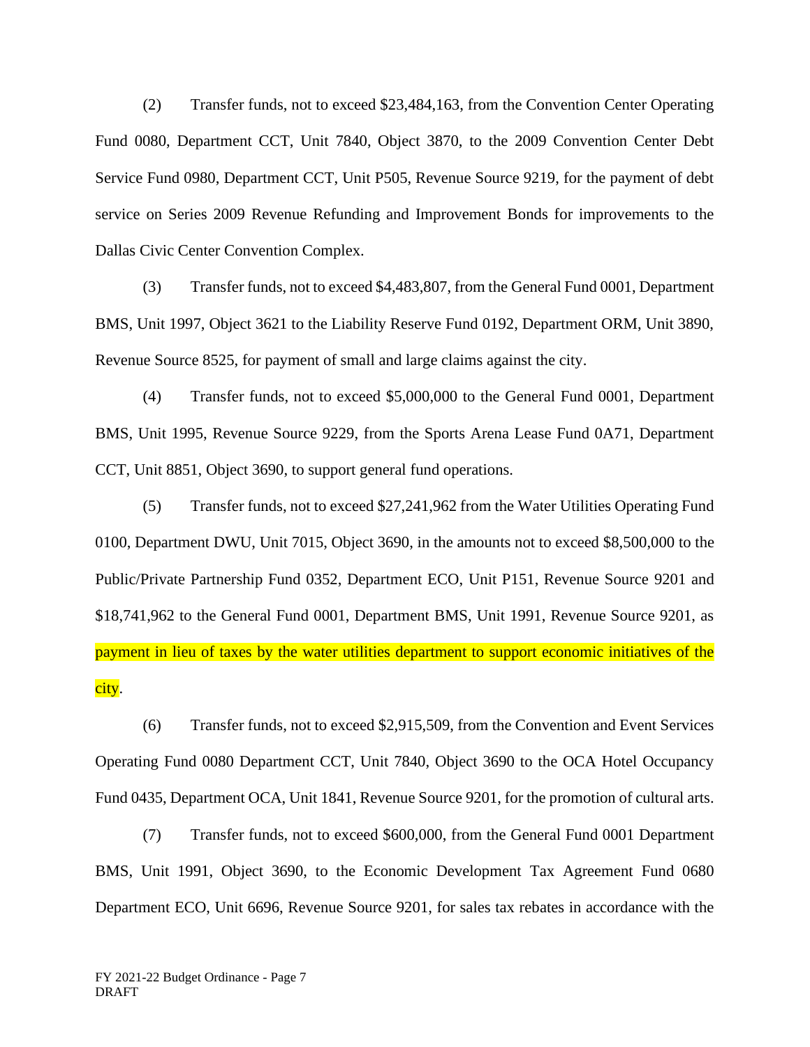(2) Transfer funds, not to exceed $23,484,163, from the Convention Center Operating Fund 0080, Department CCT, Unit 7840, Object 3870, to the 2009 Convention Center Debt Service Fund 0980, Department CCT, Unit P505, Revenue Source 9219, for the payment of debt service on Series 2009 Revenue Refunding and Improvement Bonds for improvements to the Dallas Civic Center Convention Complex.

(3) Transfer funds, not to exceed $4,483,807, from the General Fund 0001, Department BMS, Unit 1997, Object 3621 to the Liability Reserve Fund 0192, Department ORM, Unit 3890, Revenue Source 8525, for payment of small and large claims against the city.

(4) Transfer funds, not to exceed $5,000,000 to the General Fund 0001, Department BMS, Unit 1995, Revenue Source 9229, from the Sports Arena Lease Fund 0A71, Department CCT, Unit 8851, Object 3690, to support general fund operations.

(5) Transfer funds, not to exceed $27,241,962 from the Water Utilities Operating Fund 0100, Department DWU, Unit 7015, Object 3690, in the amounts not to exceed $8,500,000 to the Public/Private Partnership Fund 0352, Department ECO, Unit P151, Revenue Source 9201 and $18,741,962 to the General Fund 0001, Department BMS, Unit 1991, Revenue Source 9201, as payment in lieu of taxes by the water utilities department to support economic initiatives of the city.

(6) Transfer funds, not to exceed $2,915,509, from the Convention and Event Services Operating Fund 0080 Department CCT, Unit 7840, Object 3690 to the OCA Hotel Occupancy Fund 0435, Department OCA, Unit 1841, Revenue Source 9201, for the promotion of cultural arts.

(7) Transfer funds, not to exceed $600,000, from the General Fund 0001 Department BMS, Unit 1991, Object 3690, to the Economic Development Tax Agreement Fund 0680 Department ECO, Unit 6696, Revenue Source 9201, for sales tax rebates in accordance with the

FY 2021-22 Budget Ordinance - Page 7
DRAFT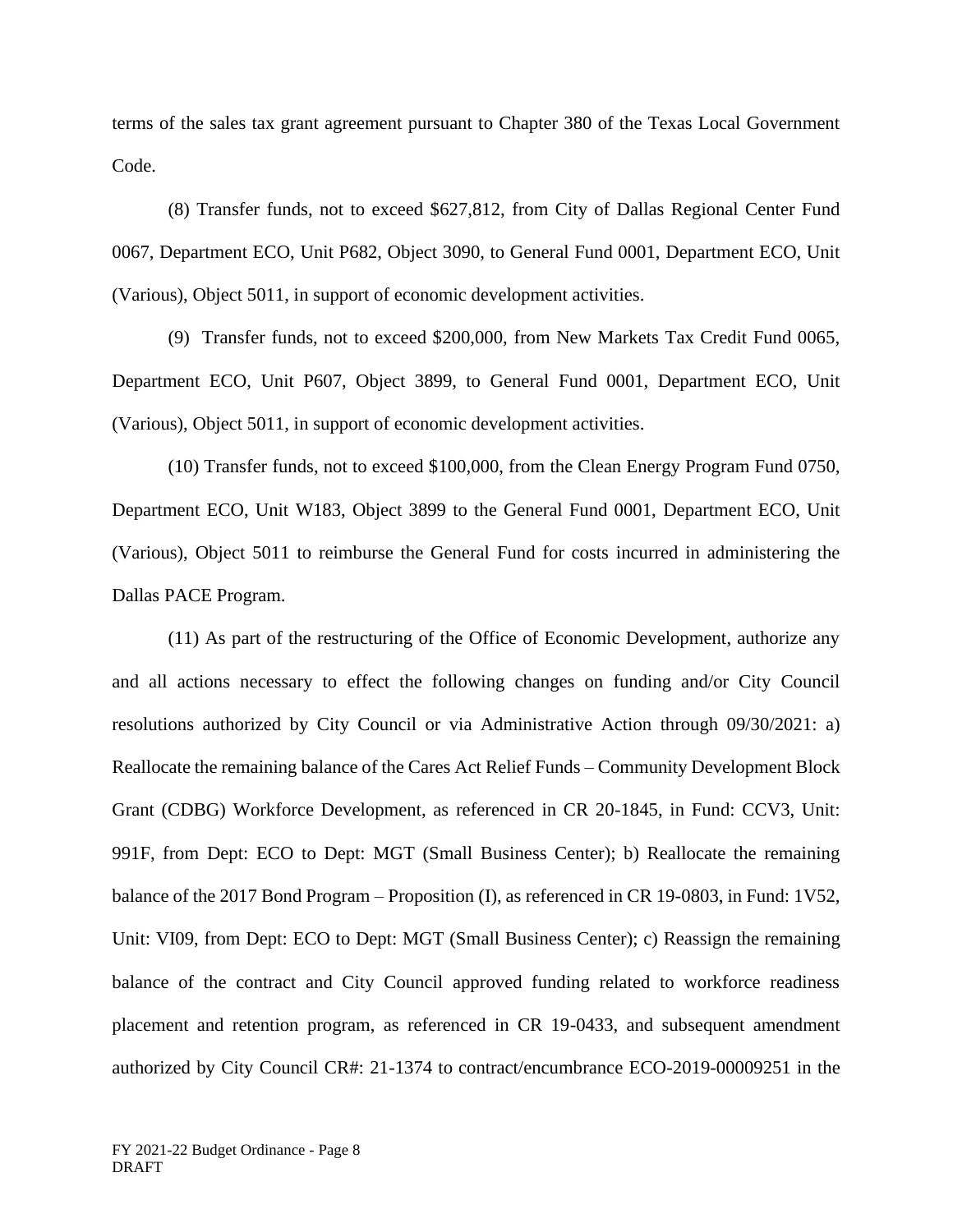terms of the sales tax grant agreement pursuant to Chapter 380 of the Texas Local Government Code.

(8) Transfer funds, not to exceed $627,812, from City of Dallas Regional Center Fund 0067, Department ECO, Unit P682, Object 3090, to General Fund 0001, Department ECO, Unit (Various), Object 5011, in support of economic development activities.

(9) Transfer funds, not to exceed $200,000, from New Markets Tax Credit Fund 0065, Department ECO, Unit P607, Object 3899, to General Fund 0001, Department ECO, Unit (Various), Object 5011, in support of economic development activities.

(10) Transfer funds, not to exceed $100,000, from the Clean Energy Program Fund 0750, Department ECO, Unit W183, Object 3899 to the General Fund 0001, Department ECO, Unit (Various), Object 5011 to reimburse the General Fund for costs incurred in administering the Dallas PACE Program.

(11) As part of the restructuring of the Office of Economic Development, authorize any and all actions necessary to effect the following changes on funding and/or City Council resolutions authorized by City Council or via Administrative Action through 09/30/2021: a) Reallocate the remaining balance of the Cares Act Relief Funds – Community Development Block Grant (CDBG) Workforce Development, as referenced in CR 20-1845, in Fund: CCV3, Unit: 991F, from Dept: ECO to Dept: MGT (Small Business Center); b) Reallocate the remaining balance of the 2017 Bond Program – Proposition (I), as referenced in CR 19-0803, in Fund: 1V52, Unit: VI09, from Dept: ECO to Dept: MGT (Small Business Center); c) Reassign the remaining balance of the contract and City Council approved funding related to workforce readiness placement and retention program, as referenced in CR 19-0433, and subsequent amendment authorized by City Council CR#: 21-1374 to contract/encumbrance ECO-2019-00009251 in the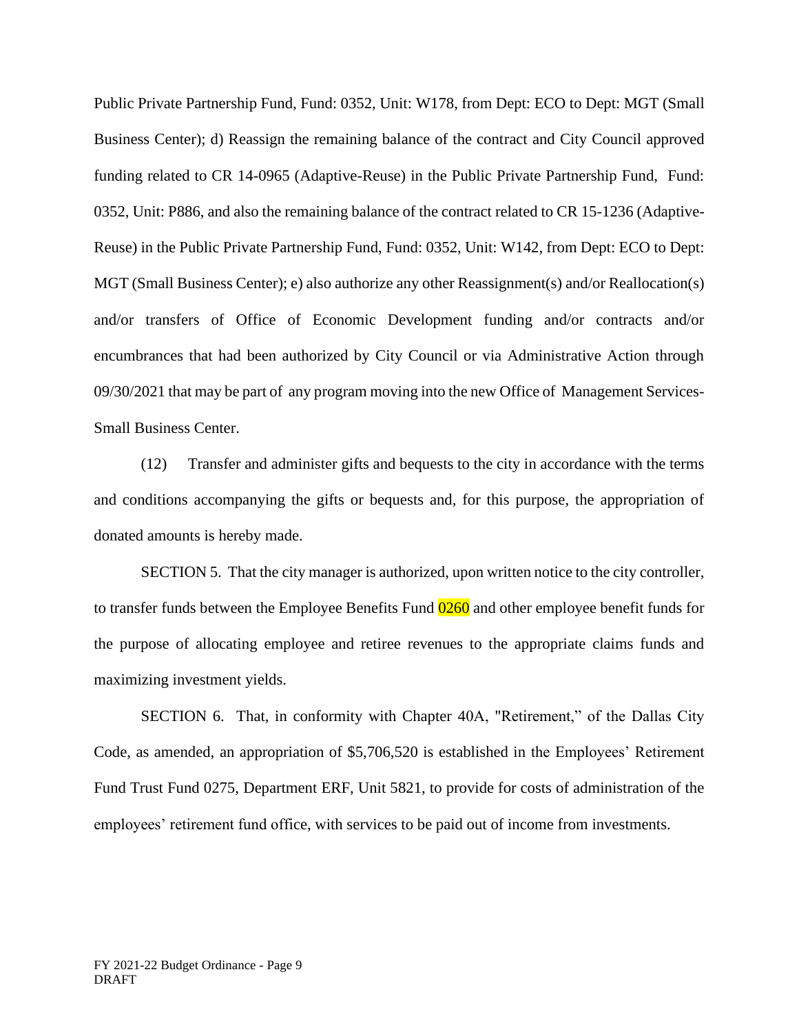Public Private Partnership Fund, Fund: 0352, Unit: W178, from Dept: ECO to Dept: MGT (Small Business Center); d) Reassign the remaining balance of the contract and City Council approved funding related to CR 14-0965 (Adaptive-Reuse) in the Public Private Partnership Fund, Fund: 0352, Unit: P886, and also the remaining balance of the contract related to CR 15-1236 (Adaptive-Reuse) in the Public Private Partnership Fund, Fund: 0352, Unit: W142, from Dept: ECO to Dept: MGT (Small Business Center); e) also authorize any other Reassignment(s) and/or Reallocation(s) and/or transfers of Office of Economic Development funding and/or contracts and/or encumbrances that had been authorized by City Council or via Administrative Action through 09/30/2021 that may be part of any program moving into the new Office of Management Services-Small Business Center.

(12) Transfer and administer gifts and bequests to the city in accordance with the terms and conditions accompanying the gifts or bequests and, for this purpose, the appropriation of donated amounts is hereby made.

SECTION 5. That the city manager is authorized, upon written notice to the city controller, to transfer funds between the Employee Benefits Fund 0260 and other employee benefit funds for the purpose of allocating employee and retiree revenues to the appropriate claims funds and maximizing investment yields.

SECTION 6. That, in conformity with Chapter 40A, "Retirement," of the Dallas City Code, as amended, an appropriation of $5,706,520 is established in the Employees' Retirement Fund Trust Fund 0275, Department ERF, Unit 5821, to provide for costs of administration of the employees' retirement fund office, with services to be paid out of income from investments.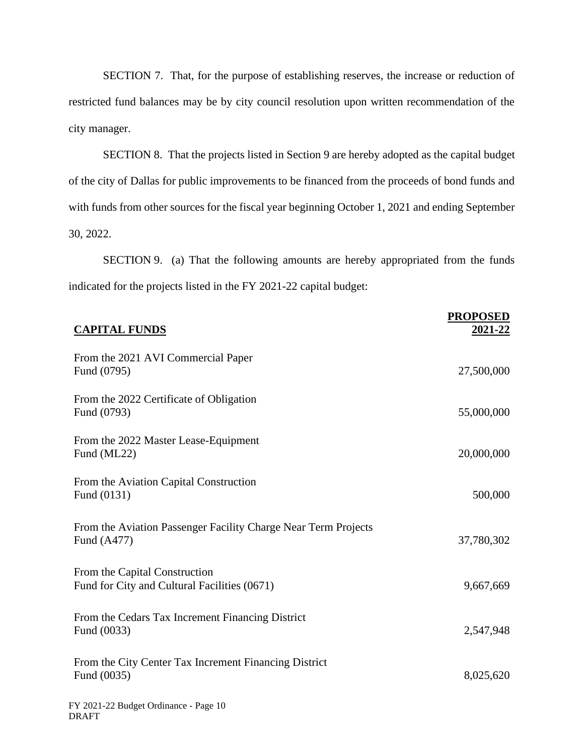SECTION 7. That, for the purpose of establishing reserves, the increase or reduction of restricted fund balances may be by city council resolution upon written recommendation of the city manager.

SECTION 8. That the projects listed in Section 9 are hereby adopted as the capital budget of the city of Dallas for public improvements to be financed from the proceeds of bond funds and with funds from other sources for the fiscal year beginning October 1, 2021 and ending September 30, 2022.

SECTION 9. (a) That the following amounts are hereby appropriated from the funds indicated for the projects listed in the FY 2021-22 capital budget:

| **CAPITAL FUNDS** | **PROPOSED 2021-22** |
|---|---:|
| From the 2021 AVI Commercial Paper Fund (0795) | 27,500,000 |
| From the 2022 Certificate of Obligation Fund (0793) | 55,000,000 |
| From the 2022 Master Lease-Equipment Fund (ML22) | 20,000,000 |
| From the Aviation Capital Construction Fund (0131) | 500,000 |
| From the Aviation Passenger Facility Charge Near Term Projects Fund (A477) | 37,780,302 |
| From the Capital Construction Fund for City and Cultural Facilities (0671) | 9,667,669 |
| From the Cedars Tax Increment Financing District Fund (0033) | 2,547,948 |
| From the City Center Tax Increment Financing District Fund (0035) | 8,025,620 |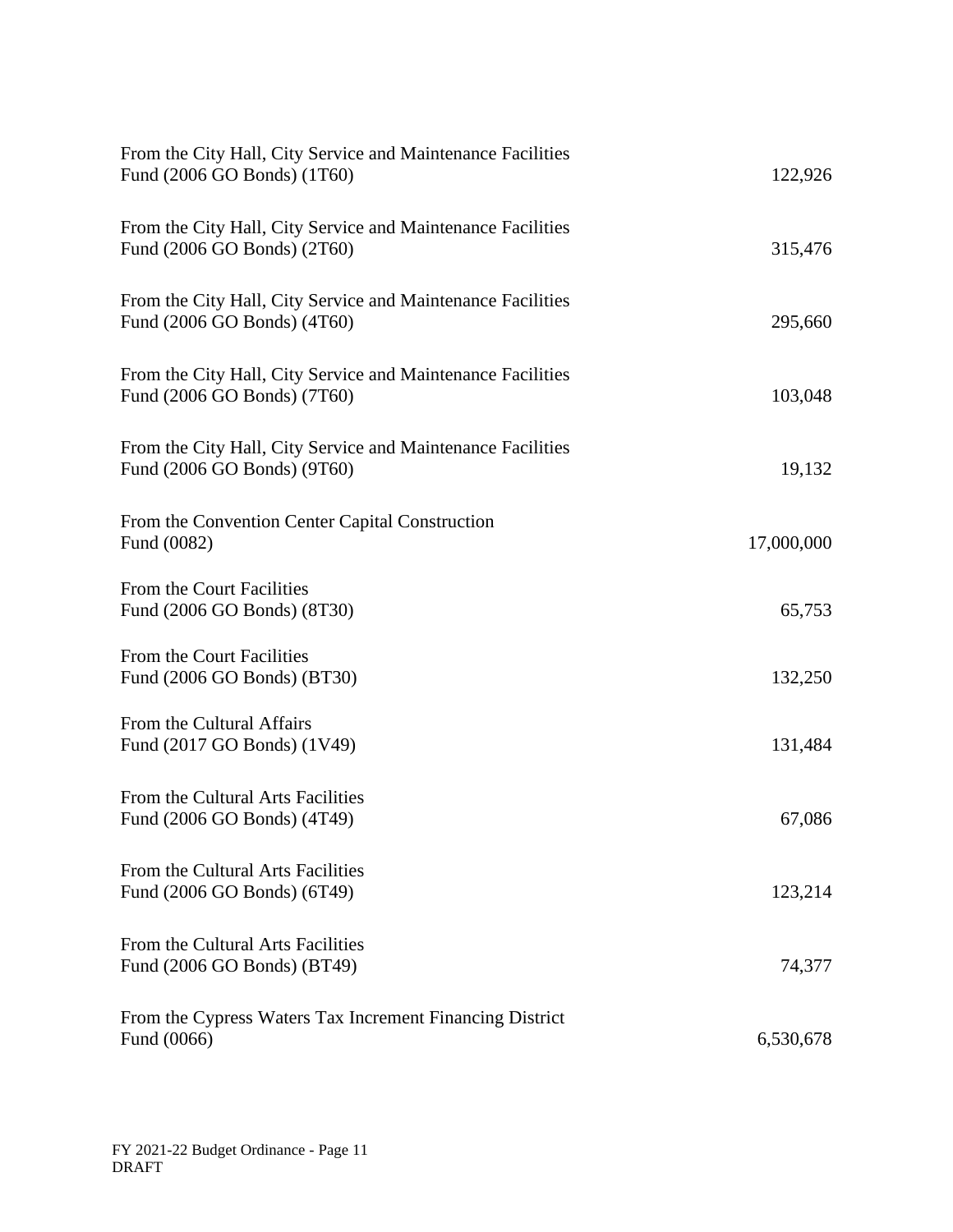| | |
|---|---:|
| From the City Hall, City Service and Maintenance Facilities Fund (2006 GO Bonds) (1T60) | 122,926 |
| From the City Hall, City Service and Maintenance Facilities Fund (2006 GO Bonds) (2T60) | 315,476 |
| From the City Hall, City Service and Maintenance Facilities Fund (2006 GO Bonds) (4T60) | 295,660 |
| From the City Hall, City Service and Maintenance Facilities Fund (2006 GO Bonds) (7T60) | 103,048 |
| From the City Hall, City Service and Maintenance Facilities Fund (2006 GO Bonds) (9T60) | 19,132 |
| From the Convention Center Capital Construction Fund (0082) | 17,000,000 |
| From the Court Facilities Fund (2006 GO Bonds) (8T30) | 65,753 |
| From the Court Facilities Fund (2006 GO Bonds) (BT30) | 132,250 |
| From the Cultural Affairs Fund (2017 GO Bonds) (1V49) | 131,484 |
| From the Cultural Arts Facilities Fund (2006 GO Bonds) (4T49) | 67,086 |
| From the Cultural Arts Facilities Fund (2006 GO Bonds) (6T49) | 123,214 |
| From the Cultural Arts Facilities Fund (2006 GO Bonds) (BT49) | 74,377 |
| From the Cypress Waters Tax Increment Financing District Fund (0066) | 6,530,678 |

FY 2021-22 Budget Ordinance - Page 11
DRAFT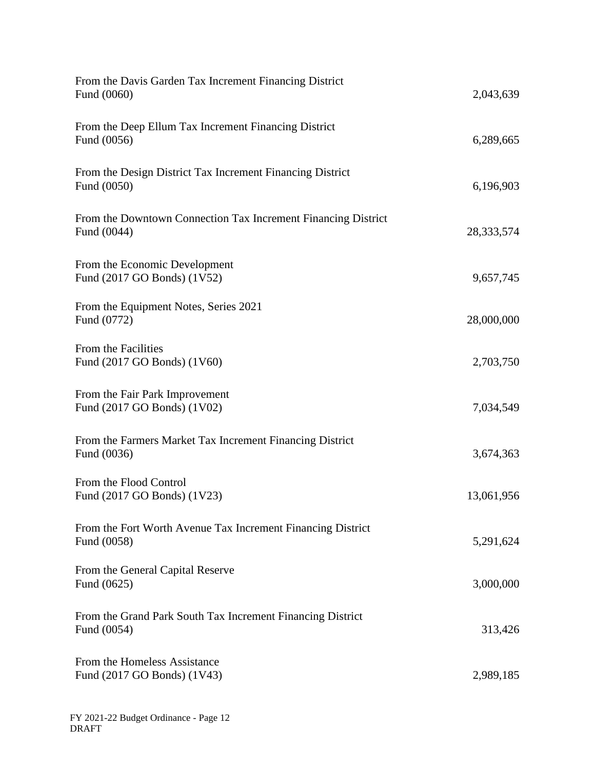| | |
|---|---|
| From the Davis Garden Tax Increment Financing District Fund (0060) | 2,043,639 |
| From the Deep Ellum Tax Increment Financing District Fund (0056) | 6,289,665 |
| From the Design District Tax Increment Financing District Fund (0050) | 6,196,903 |
| From the Downtown Connection Tax Increment Financing District Fund (0044) | 28,333,574 |
| From the Economic Development Fund (2017 GO Bonds) (1V52) | 9,657,745 |
| From the Equipment Notes, Series 2021 Fund (0772) | 28,000,000 |
| From the Facilities Fund (2017 GO Bonds) (1V60) | 2,703,750 |
| From the Fair Park Improvement Fund (2017 GO Bonds) (1V02) | 7,034,549 |
| From the Farmers Market Tax Increment Financing District Fund (0036) | 3,674,363 |
| From the Flood Control Fund (2017 GO Bonds) (1V23) | 13,061,956 |
| From the Fort Worth Avenue Tax Increment Financing District Fund (0058) | 5,291,624 |
| From the General Capital Reserve Fund (0625) | 3,000,000 |
| From the Grand Park South Tax Increment Financing District Fund (0054) | 313,426 |
| From the Homeless Assistance Fund (2017 GO Bonds) (1V43) | 2,989,185 |

FY 2021-22 Budget Ordinance - Page 12
DRAFT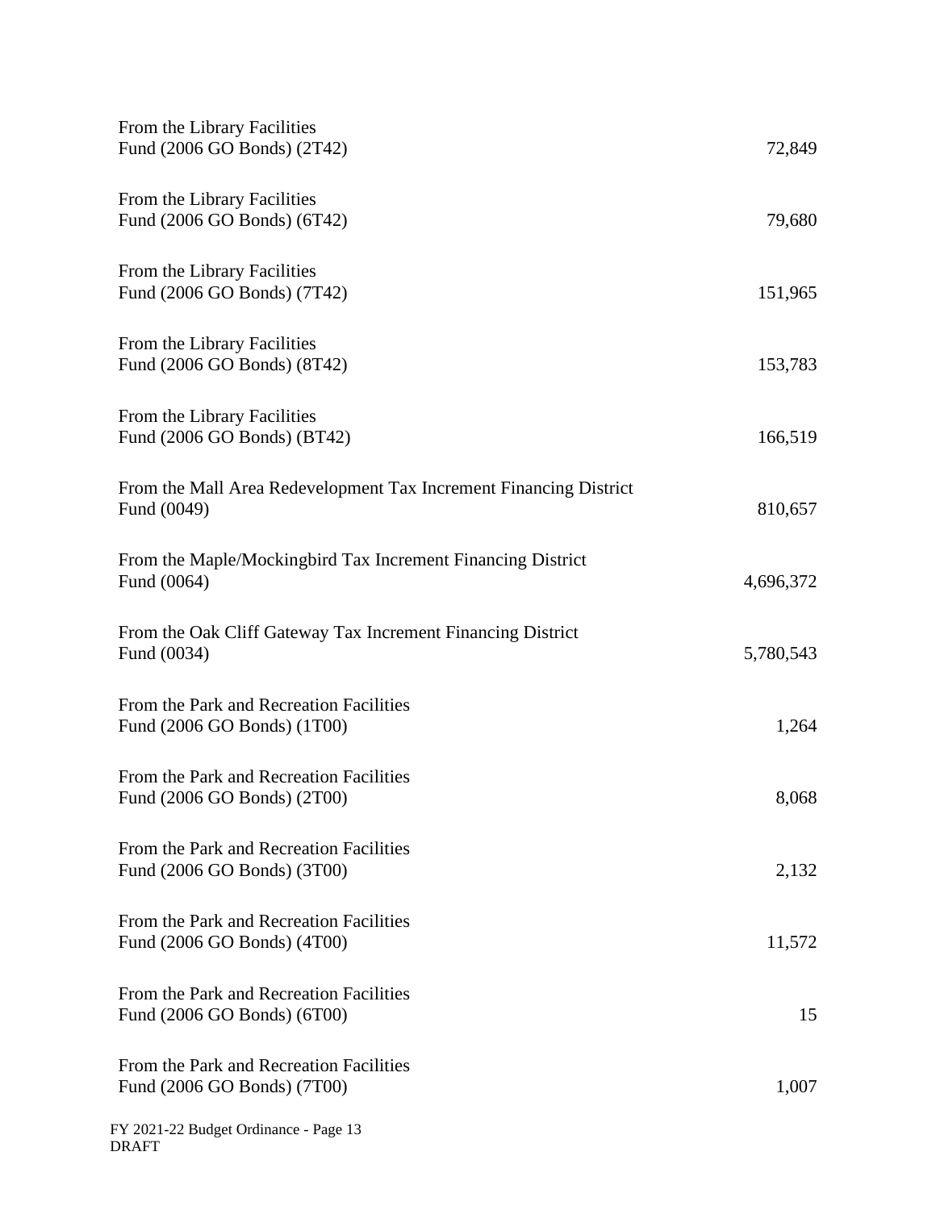| | |
|---|---:|
| From the Library Facilities<br>Fund (2006 GO Bonds) (2T42) | 72,849 |
| From the Library Facilities<br>Fund (2006 GO Bonds) (6T42) | 79,680 |
| From the Library Facilities<br>Fund (2006 GO Bonds) (7T42) | 151,965 |
| From the Library Facilities<br>Fund (2006 GO Bonds) (8T42) | 153,783 |
| From the Library Facilities<br>Fund (2006 GO Bonds) (BT42) | 166,519 |
| From the Mall Area Redevelopment Tax Increment Financing District<br>Fund (0049) | 810,657 |
| From the Maple/Mockingbird Tax Increment Financing District<br>Fund (0064) | 4,696,372 |
| From the Oak Cliff Gateway Tax Increment Financing District<br>Fund (0034) | 5,780,543 |
| From the Park and Recreation Facilities<br>Fund (2006 GO Bonds) (1T00) | 1,264 |
| From the Park and Recreation Facilities<br>Fund (2006 GO Bonds) (2T00) | 8,068 |
| From the Park and Recreation Facilities<br>Fund (2006 GO Bonds) (3T00) | 2,132 |
| From the Park and Recreation Facilities<br>Fund (2006 GO Bonds) (4T00) | 11,572 |
| From the Park and Recreation Facilities<br>Fund (2006 GO Bonds) (6T00) | 15 |
| From the Park and Recreation Facilities<br>Fund (2006 GO Bonds) (7T00) | 1,007 |

FY 2021-22 Budget Ordinance - Page 13
DRAFT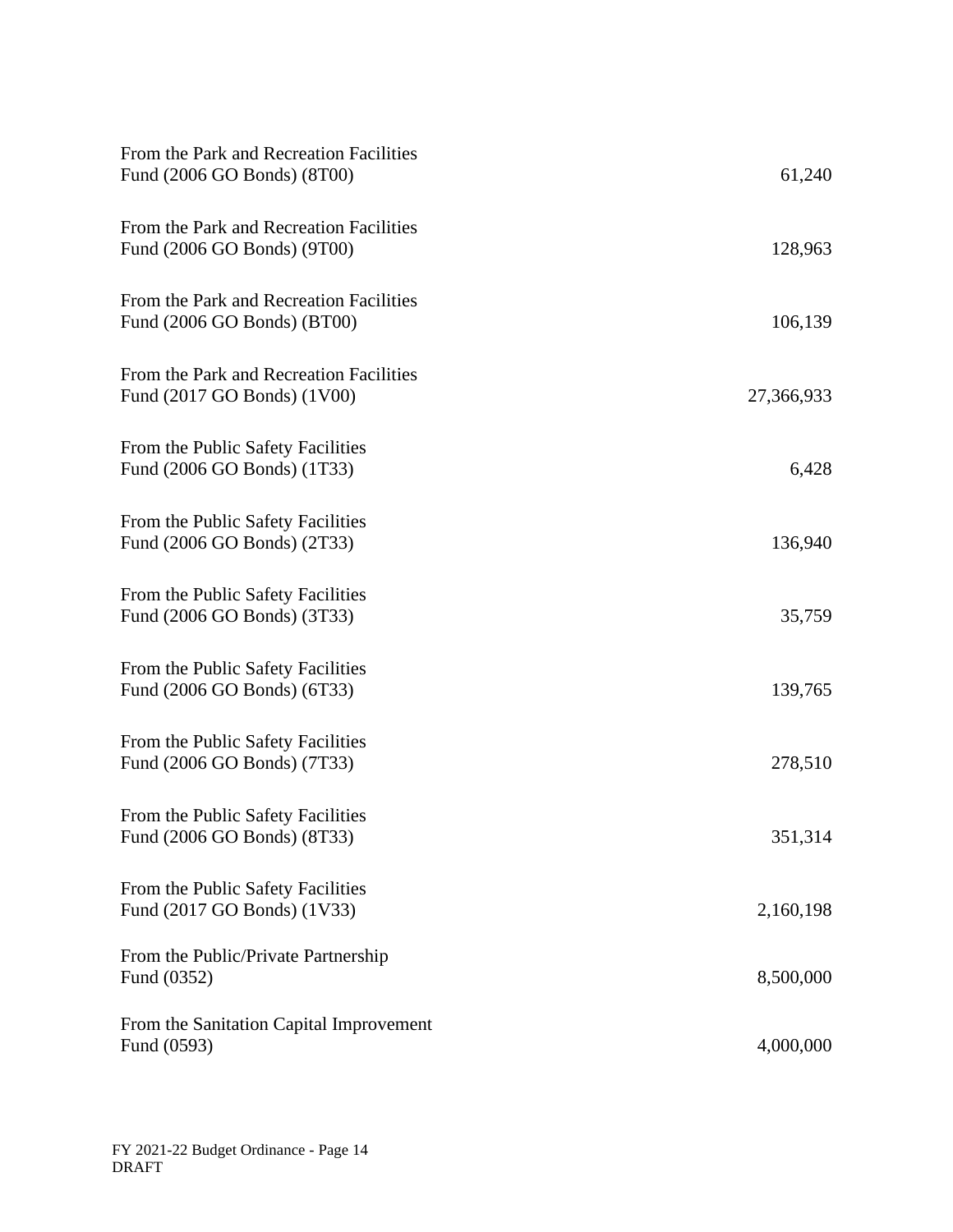| | |
|---|---:|
| From the Park and Recreation Facilities Fund (2006 GO Bonds) (8T00) | 61,240 |
| From the Park and Recreation Facilities Fund (2006 GO Bonds) (9T00) | 128,963 |
| From the Park and Recreation Facilities Fund (2006 GO Bonds) (BT00) | 106,139 |
| From the Park and Recreation Facilities Fund (2017 GO Bonds) (1V00) | 27,366,933 |
| From the Public Safety Facilities Fund (2006 GO Bonds) (1T33) | 6,428 |
| From the Public Safety Facilities Fund (2006 GO Bonds) (2T33) | 136,940 |
| From the Public Safety Facilities Fund (2006 GO Bonds) (3T33) | 35,759 |
| From the Public Safety Facilities Fund (2006 GO Bonds) (6T33) | 139,765 |
| From the Public Safety Facilities Fund (2006 GO Bonds) (7T33) | 278,510 |
| From the Public Safety Facilities Fund (2006 GO Bonds) (8T33) | 351,314 |
| From the Public Safety Facilities Fund (2017 GO Bonds) (1V33) | 2,160,198 |
| From the Public/Private Partnership Fund (0352) | 8,500,000 |
| From the Sanitation Capital Improvement Fund (0593) | 4,000,000 |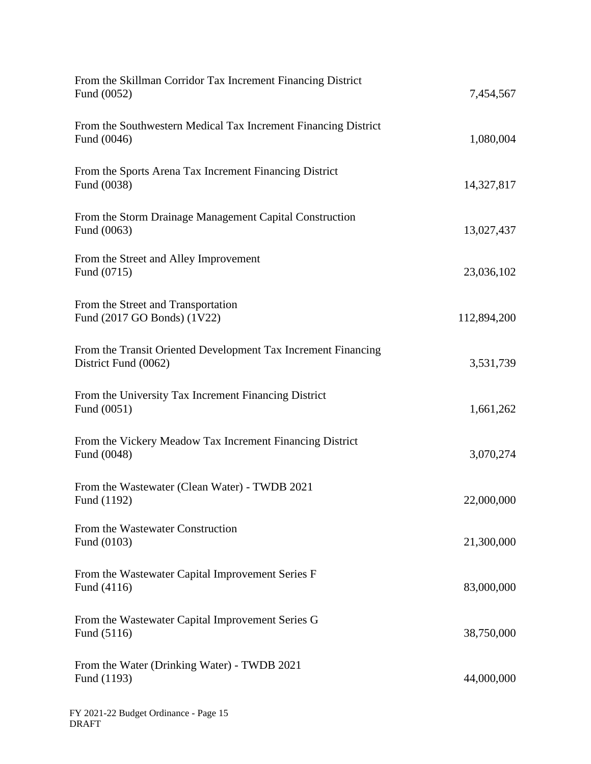From the Skillman Corridor Tax Increment Financing District
Fund (0052) 7,454,567

From the Southwestern Medical Tax Increment Financing District
Fund (0046) 1,080,004

From the Sports Arena Tax Increment Financing District
Fund (0038) 14,327,817

From the Storm Drainage Management Capital Construction
Fund (0063) 13,027,437

From the Street and Alley Improvement
Fund (0715) 23,036,102

From the Street and Transportation
Fund (2017 GO Bonds) (1V22) 112,894,200

From the Transit Oriented Development Tax Increment Financing
District Fund (0062) 3,531,739

From the University Tax Increment Financing District
Fund (0051) 1,661,262

From the Vickery Meadow Tax Increment Financing District
Fund (0048) 3,070,274

From the Wastewater (Clean Water) - TWDB 2021
Fund (1192) 22,000,000

From the Wastewater Construction
Fund (0103) 21,300,000

From the Wastewater Capital Improvement Series F
Fund (4116) 83,000,000

From the Wastewater Capital Improvement Series G
Fund (5116) 38,750,000

From the Water (Drinking Water) - TWDB 2021
Fund (1193) 44,000,000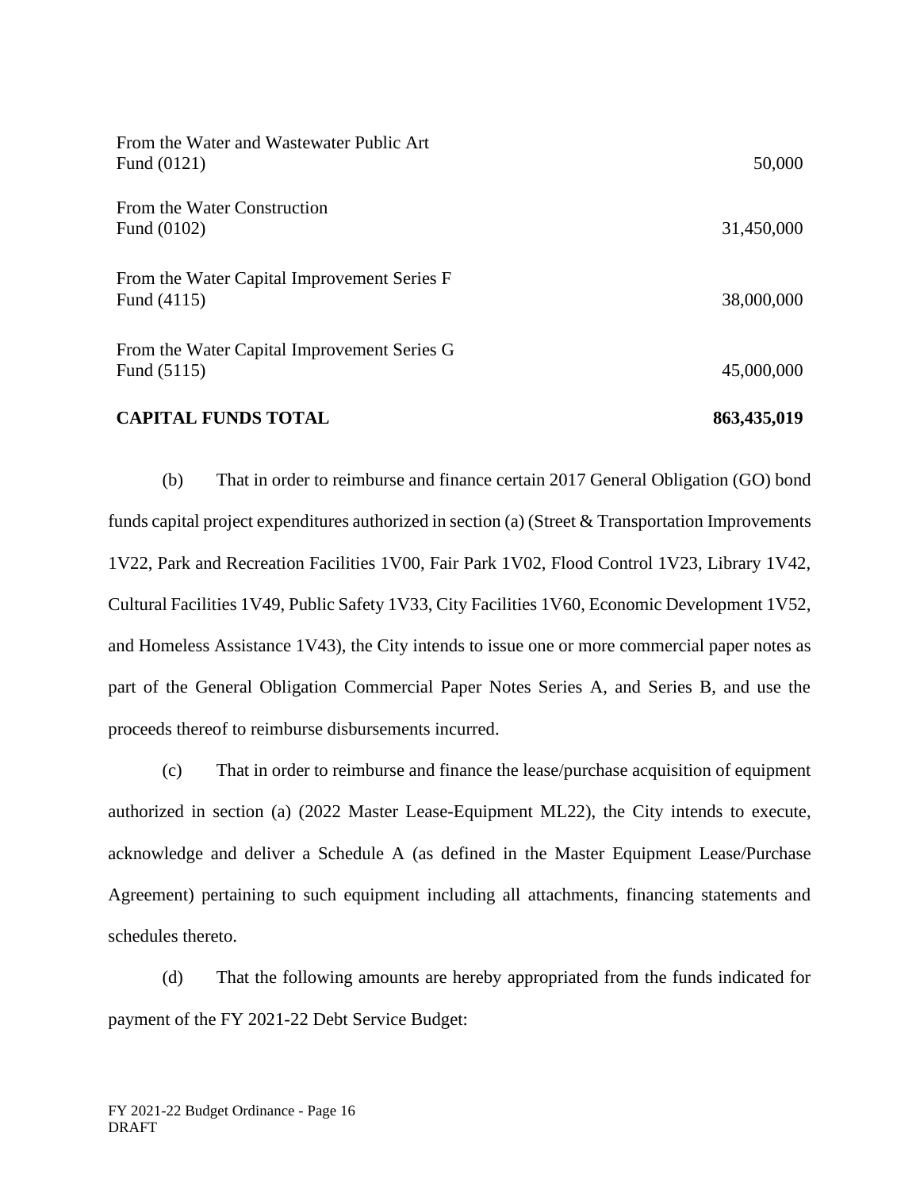| | |
|---|---|
| From the Water and Wastewater Public Art Fund (0121) | 50,000 |
| From the Water Construction Fund (0102) | 31,450,000 |
| From the Water Capital Improvement Series F Fund (4115) | 38,000,000 |
| From the Water Capital Improvement Series G Fund (5115) | 45,000,000 |
| **CAPITAL FUNDS TOTAL** | **863,435,019** |

(b) That in order to reimburse and finance certain 2017 General Obligation (GO) bond funds capital project expenditures authorized in section (a) (Street & Transportation Improvements 1V22, Park and Recreation Facilities 1V00, Fair Park 1V02, Flood Control 1V23, Library 1V42, Cultural Facilities 1V49, Public Safety 1V33, City Facilities 1V60, Economic Development 1V52, and Homeless Assistance 1V43), the City intends to issue one or more commercial paper notes as part of the General Obligation Commercial Paper Notes Series A, and Series B, and use the proceeds thereof to reimburse disbursements incurred.

(c) That in order to reimburse and finance the lease/purchase acquisition of equipment authorized in section (a) (2022 Master Lease-Equipment ML22), the City intends to execute, acknowledge and deliver a Schedule A (as defined in the Master Equipment Lease/Purchase Agreement) pertaining to such equipment including all attachments, financing statements and schedules thereto.

(d) That the following amounts are hereby appropriated from the funds indicated for payment of the FY 2021-22 Debt Service Budget: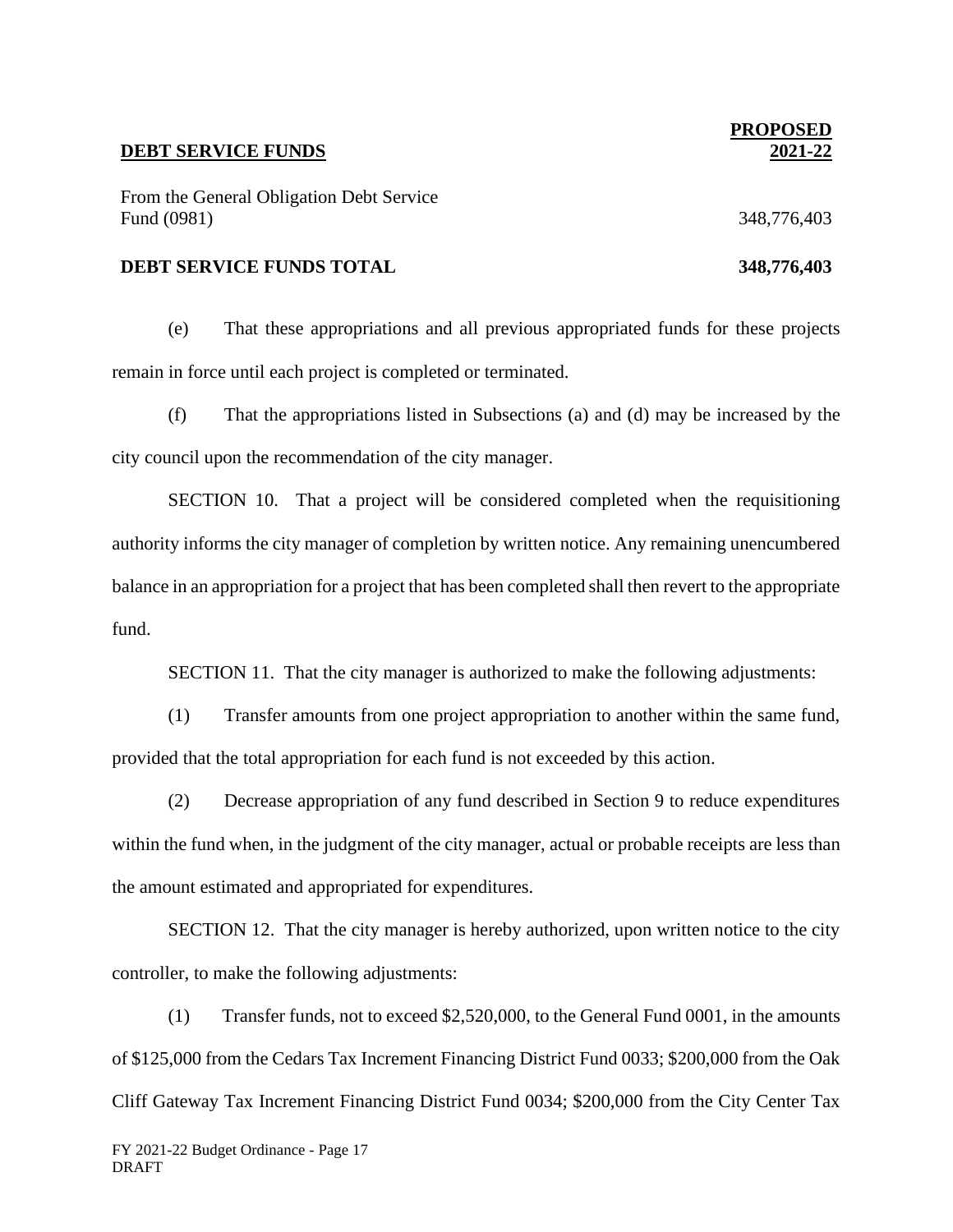| **DEBT SERVICE FUNDS** | **PROPOSED 2021-22** |
|---|---|
| From the General Obligation Debt Service Fund (0981) | 348,776,403 |
| **DEBT SERVICE FUNDS TOTAL** | **348,776,403** |

(e) That these appropriations and all previous appropriated funds for these projects remain in force until each project is completed or terminated.

(f) That the appropriations listed in Subsections (a) and (d) may be increased by the city council upon the recommendation of the city manager.

SECTION 10. That a project will be considered completed when the requisitioning authority informs the city manager of completion by written notice. Any remaining unencumbered balance in an appropriation for a project that has been completed shall then revert to the appropriate fund.

SECTION 11. That the city manager is authorized to make the following adjustments:

(1) Transfer amounts from one project appropriation to another within the same fund, provided that the total appropriation for each fund is not exceeded by this action.

(2) Decrease appropriation of any fund described in Section 9 to reduce expenditures within the fund when, in the judgment of the city manager, actual or probable receipts are less than the amount estimated and appropriated for expenditures.

SECTION 12. That the city manager is hereby authorized, upon written notice to the city controller, to make the following adjustments:

(1) Transfer funds, not to exceed $2,520,000, to the General Fund 0001, in the amounts of $125,000 from the Cedars Tax Increment Financing District Fund 0033; $200,000 from the Oak Cliff Gateway Tax Increment Financing District Fund 0034; $200,000 from the City Center Tax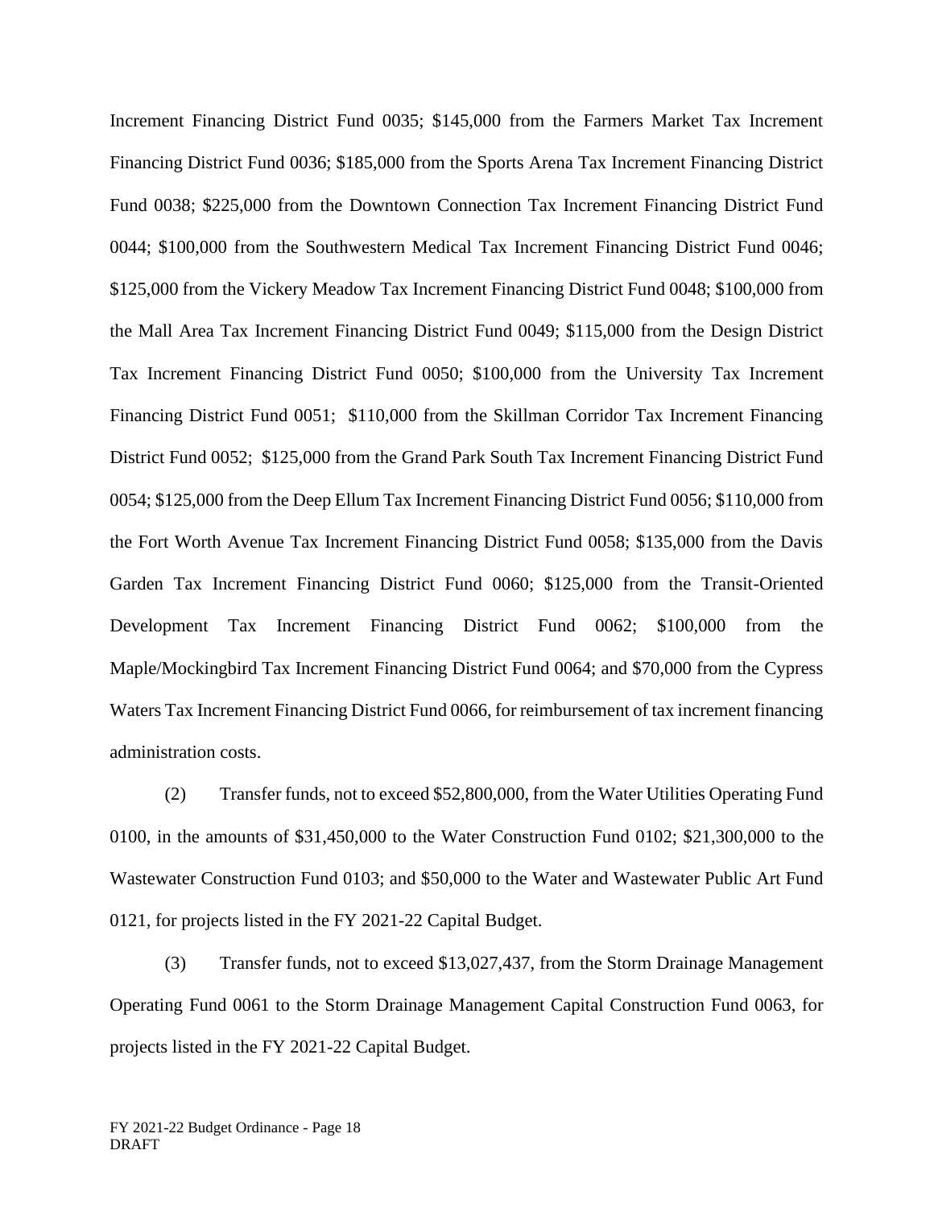Increment Financing District Fund 0035; $145,000 from the Farmers Market Tax Increment Financing District Fund 0036; $185,000 from the Sports Arena Tax Increment Financing District Fund 0038; $225,000 from the Downtown Connection Tax Increment Financing District Fund 0044; $100,000 from the Southwestern Medical Tax Increment Financing District Fund 0046; $125,000 from the Vickery Meadow Tax Increment Financing District Fund 0048; $100,000 from the Mall Area Tax Increment Financing District Fund 0049; $115,000 from the Design District Tax Increment Financing District Fund 0050; $100,000 from the University Tax Increment Financing District Fund 0051; $110,000 from the Skillman Corridor Tax Increment Financing District Fund 0052; $125,000 from the Grand Park South Tax Increment Financing District Fund 0054; $125,000 from the Deep Ellum Tax Increment Financing District Fund 0056; $110,000 from the Fort Worth Avenue Tax Increment Financing District Fund 0058; $135,000 from the Davis Garden Tax Increment Financing District Fund 0060; $125,000 from the Transit-Oriented Development Tax Increment Financing District Fund 0062; $100,000 from the Maple/Mockingbird Tax Increment Financing District Fund 0064; and $70,000 from the Cypress Waters Tax Increment Financing District Fund 0066, for reimbursement of tax increment financing administration costs.

(2) Transfer funds, not to exceed $52,800,000, from the Water Utilities Operating Fund 0100, in the amounts of $31,450,000 to the Water Construction Fund 0102; $21,300,000 to the Wastewater Construction Fund 0103; and $50,000 to the Water and Wastewater Public Art Fund 0121, for projects listed in the FY 2021-22 Capital Budget.

(3) Transfer funds, not to exceed $13,027,437, from the Storm Drainage Management Operating Fund 0061 to the Storm Drainage Management Capital Construction Fund 0063, for projects listed in the FY 2021-22 Capital Budget.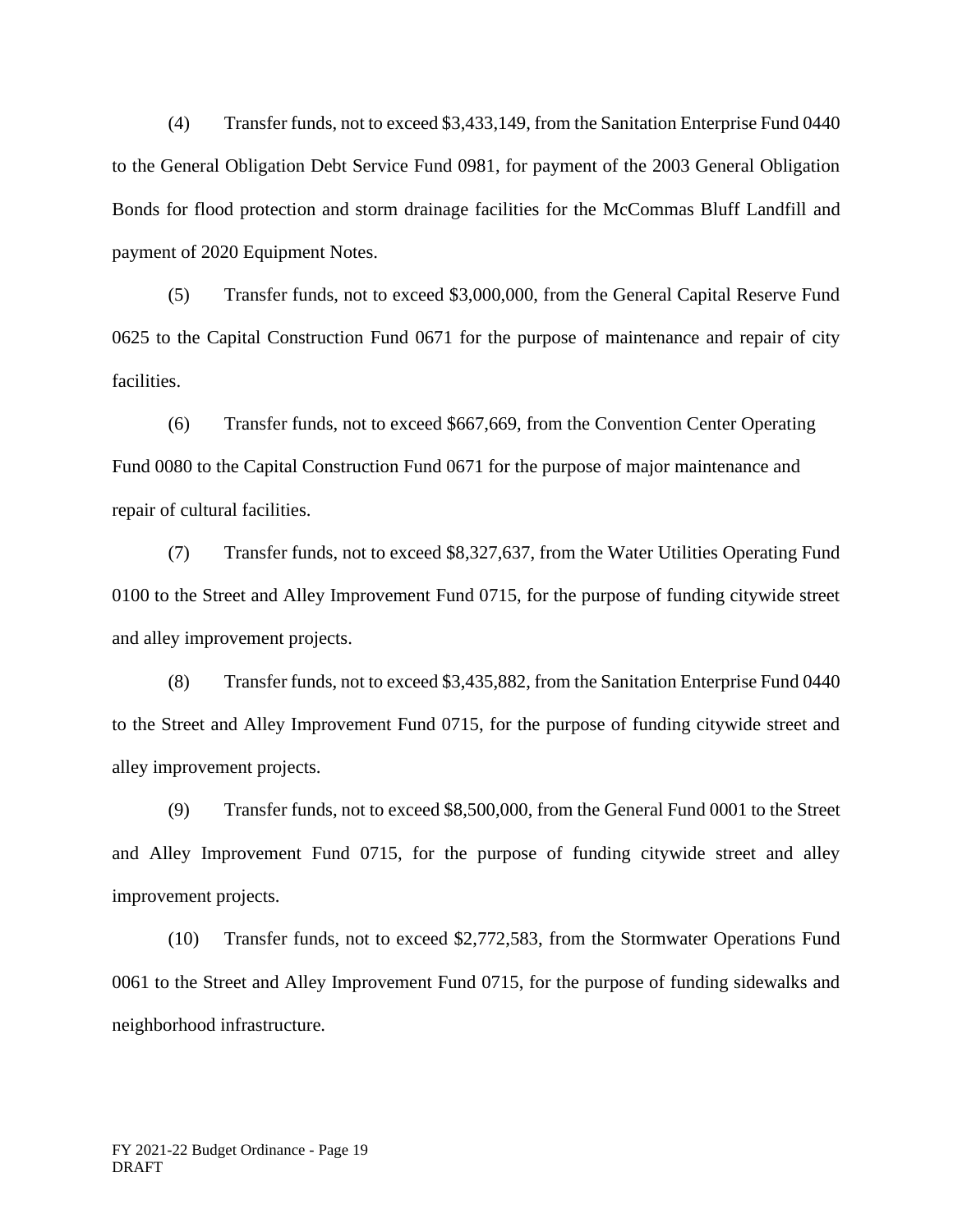(4) Transfer funds, not to exceed $3,433,149, from the Sanitation Enterprise Fund 0440 to the General Obligation Debt Service Fund 0981, for payment of the 2003 General Obligation Bonds for flood protection and storm drainage facilities for the McCommas Bluff Landfill and payment of 2020 Equipment Notes.

(5) Transfer funds, not to exceed $3,000,000, from the General Capital Reserve Fund 0625 to the Capital Construction Fund 0671 for the purpose of maintenance and repair of city facilities.

(6) Transfer funds, not to exceed $667,669, from the Convention Center Operating Fund 0080 to the Capital Construction Fund 0671 for the purpose of major maintenance and repair of cultural facilities.

(7) Transfer funds, not to exceed $8,327,637, from the Water Utilities Operating Fund 0100 to the Street and Alley Improvement Fund 0715, for the purpose of funding citywide street and alley improvement projects.

(8) Transfer funds, not to exceed $3,435,882, from the Sanitation Enterprise Fund 0440 to the Street and Alley Improvement Fund 0715, for the purpose of funding citywide street and alley improvement projects.

(9) Transfer funds, not to exceed $8,500,000, from the General Fund 0001 to the Street and Alley Improvement Fund 0715, for the purpose of funding citywide street and alley improvement projects.

(10) Transfer funds, not to exceed $2,772,583, from the Stormwater Operations Fund 0061 to the Street and Alley Improvement Fund 0715, for the purpose of funding sidewalks and neighborhood infrastructure.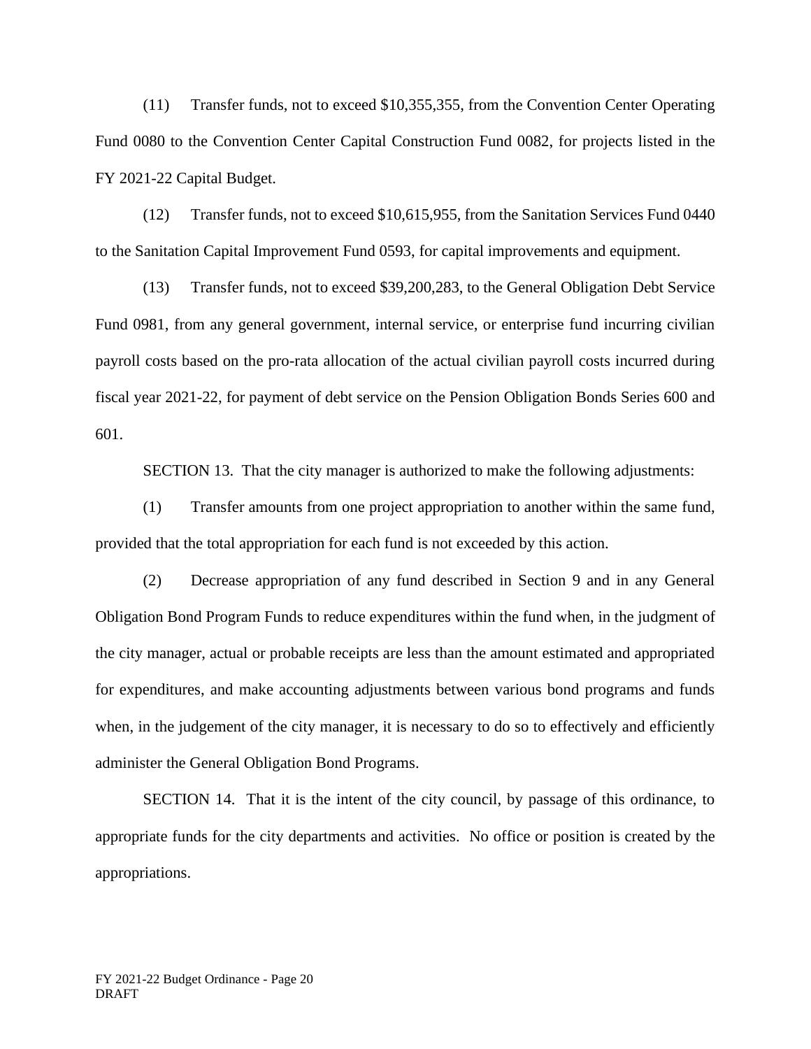(11) Transfer funds, not to exceed $10,355,355, from the Convention Center Operating Fund 0080 to the Convention Center Capital Construction Fund 0082, for projects listed in the FY 2021-22 Capital Budget.

(12) Transfer funds, not to exceed $10,615,955, from the Sanitation Services Fund 0440 to the Sanitation Capital Improvement Fund 0593, for capital improvements and equipment.

(13) Transfer funds, not to exceed $39,200,283, to the General Obligation Debt Service Fund 0981, from any general government, internal service, or enterprise fund incurring civilian payroll costs based on the pro-rata allocation of the actual civilian payroll costs incurred during fiscal year 2021-22, for payment of debt service on the Pension Obligation Bonds Series 600 and 601.

SECTION 13. That the city manager is authorized to make the following adjustments:

(1) Transfer amounts from one project appropriation to another within the same fund, provided that the total appropriation for each fund is not exceeded by this action.

(2) Decrease appropriation of any fund described in Section 9 and in any General Obligation Bond Program Funds to reduce expenditures within the fund when, in the judgment of the city manager, actual or probable receipts are less than the amount estimated and appropriated for expenditures, and make accounting adjustments between various bond programs and funds when, in the judgement of the city manager, it is necessary to do so to effectively and efficiently administer the General Obligation Bond Programs.

SECTION 14. That it is the intent of the city council, by passage of this ordinance, to appropriate funds for the city departments and activities. No office or position is created by the appropriations.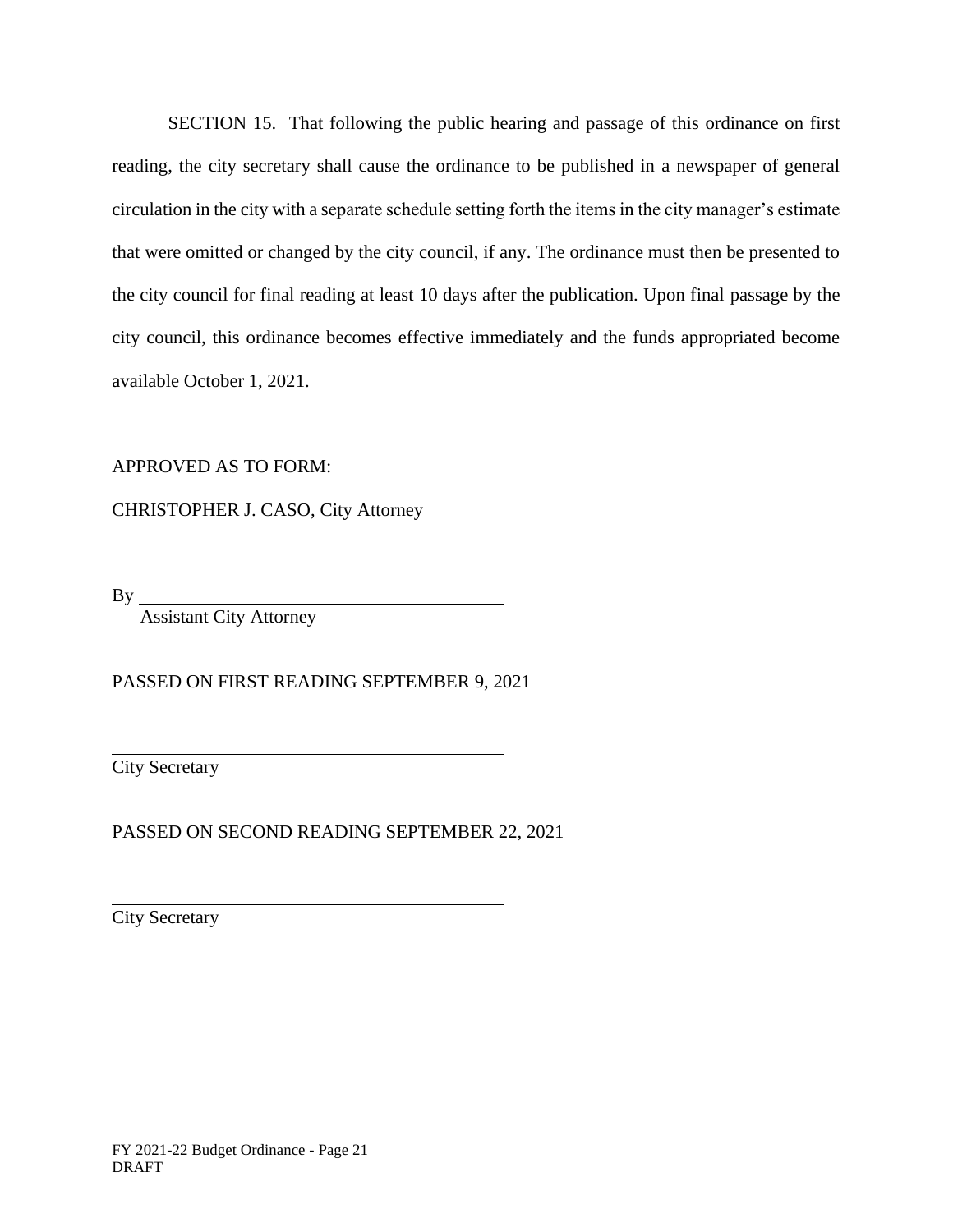SECTION 15. That following the public hearing and passage of this ordinance on first reading, the city secretary shall cause the ordinance to be published in a newspaper of general circulation in the city with a separate schedule setting forth the items in the city manager's estimate that were omitted or changed by the city council, if any. The ordinance must then be presented to the city council for final reading at least 10 days after the publication. Upon final passage by the city council, this ordinance becomes effective immediately and the funds appropriated become available October 1, 2021.

APPROVED AS TO FORM:

CHRISTOPHER J. CASO, City Attorney

By \_\_\_\_\_\_\_\_\_\_\_\_\_\_\_\_\_\_\_\_\_\_\_\_\_\_\_\_\_\_\_\_\_\_\_\_\_\_\_\_
Assistant City Attorney

PASSED ON FIRST READING SEPTEMBER 9, 2021

\_\_\_\_\_\_\_\_\_\_\_\_\_\_\_\_\_\_\_\_\_\_\_\_\_\_\_\_\_\_\_\_\_\_\_\_\_\_\_\_\_\_\_\_
City Secretary

PASSED ON SECOND READING SEPTEMBER 22, 2021

\_\_\_\_\_\_\_\_\_\_\_\_\_\_\_\_\_\_\_\_\_\_\_\_\_\_\_\_\_\_\_\_\_\_\_\_\_\_\_\_\_\_\_\_
City Secretary

FY 2021-22 Budget Ordinance - Page 21
DRAFT